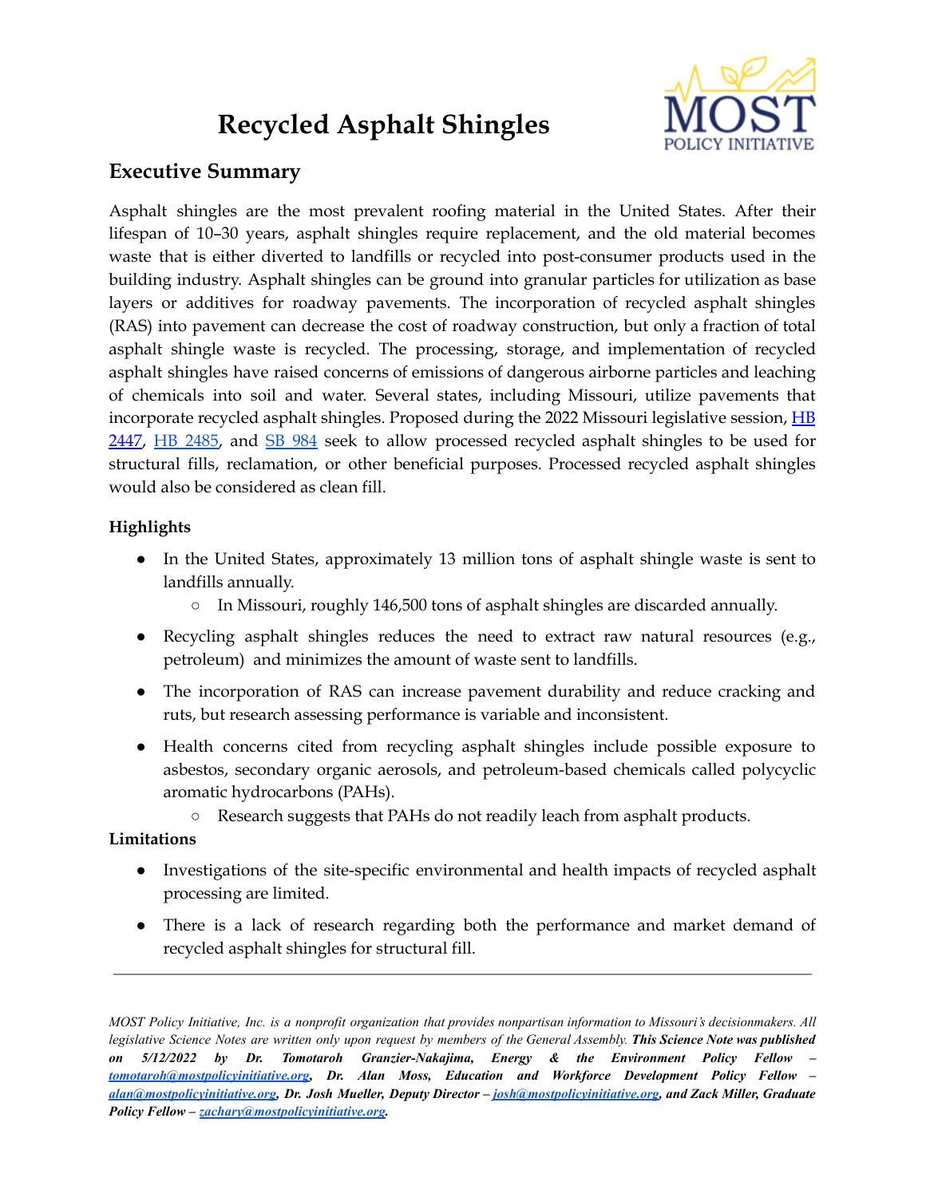# Recycled Asphalt Shingles

## Executive Summary

Asphalt shingles are the most prevalent roofing material in the United States. After their lifespan of 10–30 years, asphalt shingles require replacement, and the old material becomes waste that is either diverted to landfills or recycled into post-consumer products used in the building industry. Asphalt shingles can be ground into granular particles for utilization as base layers or additives for roadway pavements. The incorporation of recycled asphalt shingles (RAS) into pavement can decrease the cost of roadway construction, but only a fraction of total asphalt shingle waste is recycled. The processing, storage, and implementation of recycled asphalt shingles have raised concerns of emissions of dangerous airborne particles and leaching of chemicals into soil and water. Several states, including Missouri, utilize pavements that incorporate recycled asphalt shingles. Proposed during the 2022 Missouri legislative session, HB 2447, HB 2485, and SB 984 seek to allow processed recycled asphalt shingles to be used for structural fills, reclamation, or other beneficial purposes. Processed recycled asphalt shingles would also be considered as clean fill.

### Highlights

- In the United States, approximately 13 million tons of asphalt shingle waste is sent to landfills annually.
  - In Missouri, roughly 146,500 tons of asphalt shingles are discarded annually.
- Recycling asphalt shingles reduces the need to extract raw natural resources (e.g., petroleum) and minimizes the amount of waste sent to landfills.
- The incorporation of RAS can increase pavement durability and reduce cracking and ruts, but research assessing performance is variable and inconsistent.
- Health concerns cited from recycling asphalt shingles include possible exposure to asbestos, secondary organic aerosols, and petroleum-based chemicals called polycyclic aromatic hydrocarbons (PAHs).
  - Research suggests that PAHs do not readily leach from asphalt products.

### Limitations

- Investigations of the site-specific environmental and health impacts of recycled asphalt processing are limited.
- There is a lack of research regarding both the performance and market demand of recycled asphalt shingles for structural fill.

---

*MOST Policy Initiative, Inc. is a nonprofit organization that provides nonpartisan information to Missouri's decisionmakers. All legislative Science Notes are written only upon request by members of the General Assembly.* ***This Science Note was published on 5/12/2022 by Dr. Tomotaroh Granzier-Nakajima, Energy & the Environment Policy Fellow – tomotaroh@mostpolicyinitiative.org, Dr. Alan Moss, Education and Workforce Development Policy Fellow – alan@mostpolicyinitiative.org, Dr. Josh Mueller, Deputy Director – josh@mostpolicyinitiative.org, and Zack Miller, Graduate Policy Fellow – zachary@mostpolicyinitiative.org.***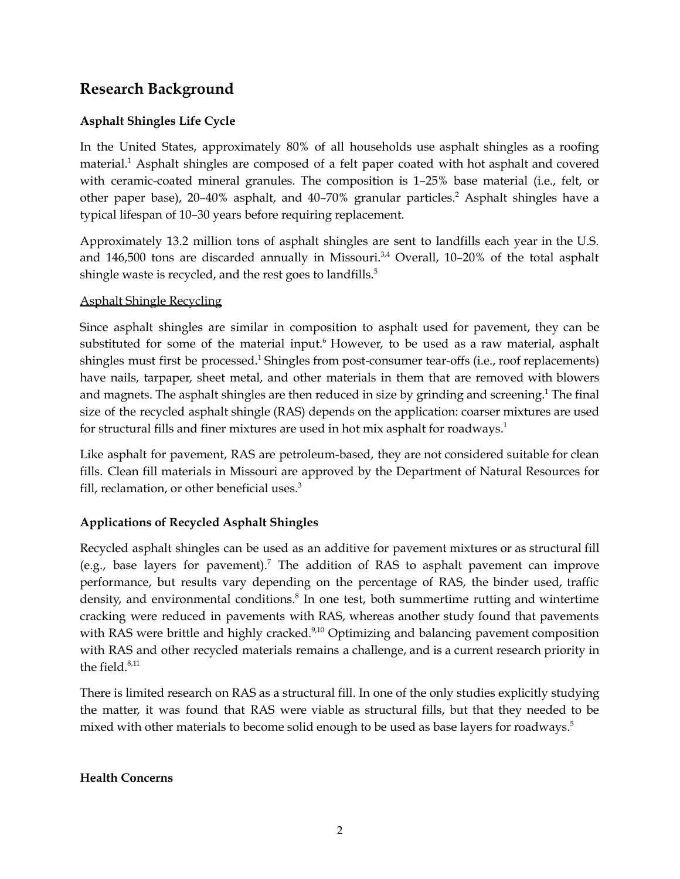## Research Background

### Asphalt Shingles Life Cycle

In the United States, approximately 80% of all households use asphalt shingles as a roofing material.[1] Asphalt shingles are composed of a felt paper coated with hot asphalt and covered with ceramic-coated mineral granules. The composition is 1–25% base material (i.e., felt, or other paper base), 20–40% asphalt, and 40–70% granular particles.[2] Asphalt shingles have a typical lifespan of 10–30 years before requiring replacement.

Approximately 13.2 million tons of asphalt shingles are sent to landfills each year in the U.S. and 146,500 tons are discarded annually in Missouri.[3,4] Overall, 10–20% of the total asphalt shingle waste is recycled, and the rest goes to landfills.[5]

<u>Asphalt Shingle Recycling</u>

Since asphalt shingles are similar in composition to asphalt used for pavement, they can be substituted for some of the material input.[6] However, to be used as a raw material, asphalt shingles must first be processed.[1] Shingles from post-consumer tear-offs (i.e., roof replacements) have nails, tarpaper, sheet metal, and other materials in them that are removed with blowers and magnets. The asphalt shingles are then reduced in size by grinding and screening.[1] The final size of the recycled asphalt shingle (RAS) depends on the application: coarser mixtures are used for structural fills and finer mixtures are used in hot mix asphalt for roadways.[1]

Like asphalt for pavement, RAS are petroleum-based, they are not considered suitable for clean fills. Clean fill materials in Missouri are approved by the Department of Natural Resources for fill, reclamation, or other beneficial uses.[3]

### Applications of Recycled Asphalt Shingles

Recycled asphalt shingles can be used as an additive for pavement mixtures or as structural fill (e.g., base layers for pavement).[7] The addition of RAS to asphalt pavement can improve performance, but results vary depending on the percentage of RAS, the binder used, traffic density, and environmental conditions.[8] In one test, both summertime rutting and wintertime cracking were reduced in pavements with RAS, whereas another study found that pavements with RAS were brittle and highly cracked.[9,10] Optimizing and balancing pavement composition with RAS and other recycled materials remains a challenge, and is a current research priority in the field.[8,11]

There is limited research on RAS as a structural fill. In one of the only studies explicitly studying the matter, it was found that RAS were viable as structural fills, but that they needed to be mixed with other materials to become solid enough to be used as base layers for roadways.[5]

### Health Concerns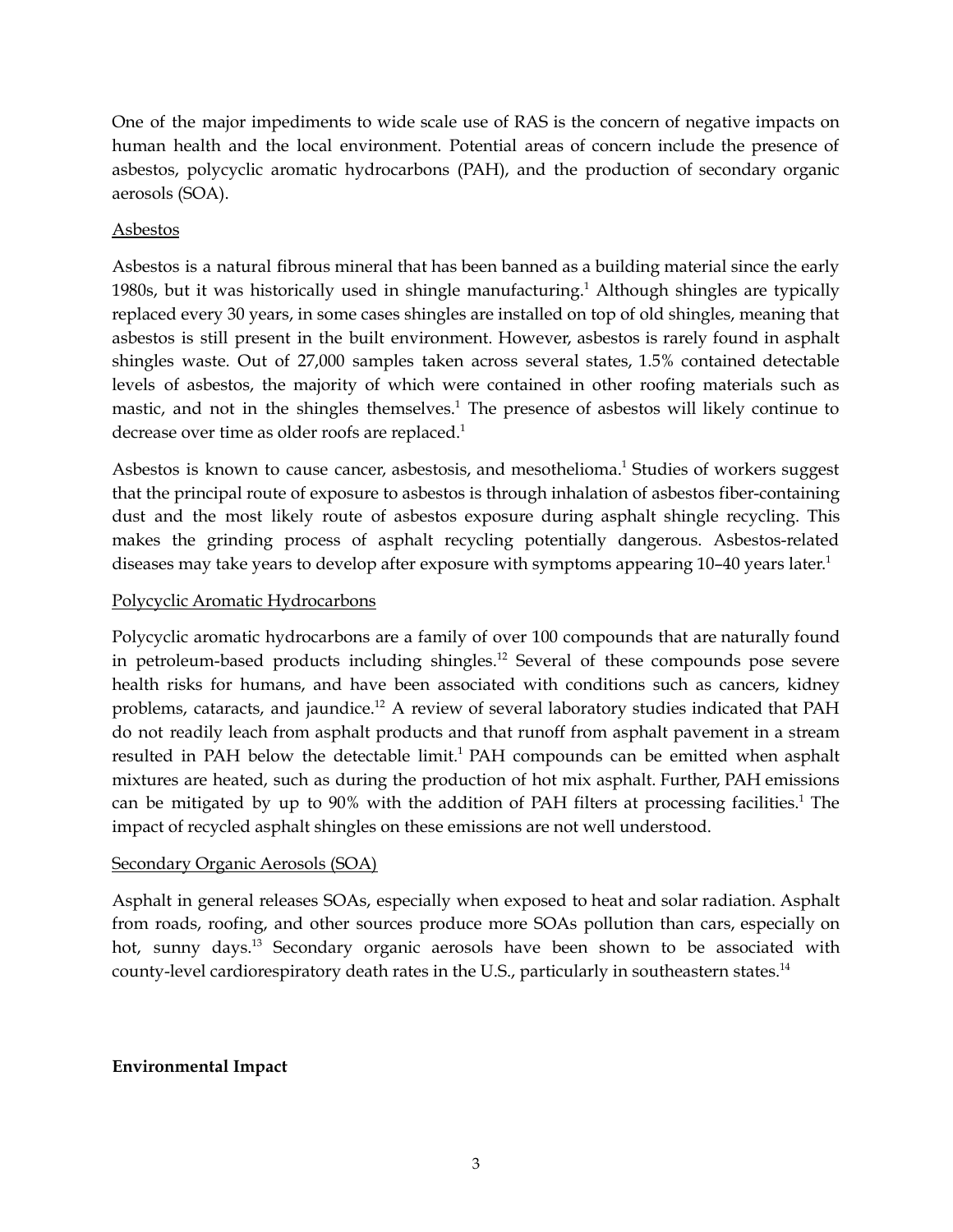One of the major impediments to wide scale use of RAS is the concern of negative impacts on human health and the local environment. Potential areas of concern include the presence of asbestos, polycyclic aromatic hydrocarbons (PAH), and the production of secondary organic aerosols (SOA).

### Asbestos

Asbestos is a natural fibrous mineral that has been banned as a building material since the early 1980s, but it was historically used in shingle manufacturing.[1] Although shingles are typically replaced every 30 years, in some cases shingles are installed on top of old shingles, meaning that asbestos is still present in the built environment. However, asbestos is rarely found in asphalt shingles waste. Out of 27,000 samples taken across several states, 1.5% contained detectable levels of asbestos, the majority of which were contained in other roofing materials such as mastic, and not in the shingles themselves.[1] The presence of asbestos will likely continue to decrease over time as older roofs are replaced.[1]

Asbestos is known to cause cancer, asbestosis, and mesothelioma.[1] Studies of workers suggest that the principal route of exposure to asbestos is through inhalation of asbestos fiber-containing dust and the most likely route of asbestos exposure during asphalt shingle recycling. This makes the grinding process of asphalt recycling potentially dangerous. Asbestos-related diseases may take years to develop after exposure with symptoms appearing 10–40 years later.[1]

### Polycyclic Aromatic Hydrocarbons

Polycyclic aromatic hydrocarbons are a family of over 100 compounds that are naturally found in petroleum-based products including shingles.[12] Several of these compounds pose severe health risks for humans, and have been associated with conditions such as cancers, kidney problems, cataracts, and jaundice.[12] A review of several laboratory studies indicated that PAH do not readily leach from asphalt products and that runoff from asphalt pavement in a stream resulted in PAH below the detectable limit.[1] PAH compounds can be emitted when asphalt mixtures are heated, such as during the production of hot mix asphalt. Further, PAH emissions can be mitigated by up to 90% with the addition of PAH filters at processing facilities.[1] The impact of recycled asphalt shingles on these emissions are not well understood.

### Secondary Organic Aerosols (SOA)

Asphalt in general releases SOAs, especially when exposed to heat and solar radiation. Asphalt from roads, roofing, and other sources produce more SOAs pollution than cars, especially on hot, sunny days.[13] Secondary organic aerosols have been shown to be associated with county-level cardiorespiratory death rates in the U.S., particularly in southeastern states.[14]

## Environmental Impact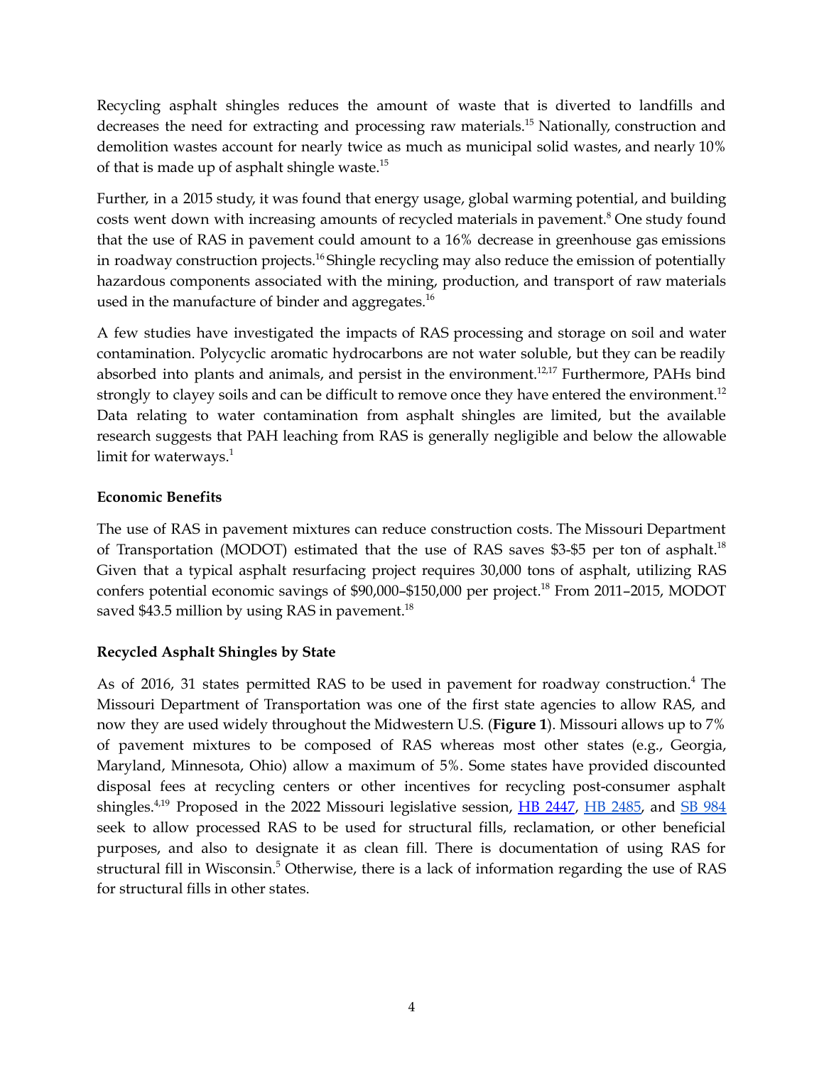Recycling asphalt shingles reduces the amount of waste that is diverted to landfills and decreases the need for extracting and processing raw materials.[15] Nationally, construction and demolition wastes account for nearly twice as much as municipal solid wastes, and nearly 10% of that is made up of asphalt shingle waste.[15]

Further, in a 2015 study, it was found that energy usage, global warming potential, and building costs went down with increasing amounts of recycled materials in pavement.[8] One study found that the use of RAS in pavement could amount to a 16% decrease in greenhouse gas emissions in roadway construction projects.[16] Shingle recycling may also reduce the emission of potentially hazardous components associated with the mining, production, and transport of raw materials used in the manufacture of binder and aggregates.[16]

A few studies have investigated the impacts of RAS processing and storage on soil and water contamination. Polycyclic aromatic hydrocarbons are not water soluble, but they can be readily absorbed into plants and animals, and persist in the environment.[12,17] Furthermore, PAHs bind strongly to clayey soils and can be difficult to remove once they have entered the environment.[12] Data relating to water contamination from asphalt shingles are limited, but the available research suggests that PAH leaching from RAS is generally negligible and below the allowable limit for waterways.[1]

**Economic Benefits**

The use of RAS in pavement mixtures can reduce construction costs. The Missouri Department of Transportation (MODOT) estimated that the use of RAS saves $3-$5 per ton of asphalt.[18] Given that a typical asphalt resurfacing project requires 30,000 tons of asphalt, utilizing RAS confers potential economic savings of $90,000–$150,000 per project.[18] From 2011–2015, MODOT saved $43.5 million by using RAS in pavement.[18]

**Recycled Asphalt Shingles by State**

As of 2016, 31 states permitted RAS to be used in pavement for roadway construction.[4] The Missouri Department of Transportation was one of the first state agencies to allow RAS, and now they are used widely throughout the Midwestern U.S. (**Figure 1**). Missouri allows up to 7% of pavement mixtures to be composed of RAS whereas most other states (e.g., Georgia, Maryland, Minnesota, Ohio) allow a maximum of 5%. Some states have provided discounted disposal fees at recycling centers or other incentives for recycling post-consumer asphalt shingles.[4,19] Proposed in the 2022 Missouri legislative session, HB 2447, HB 2485, and SB 984 seek to allow processed RAS to be used for structural fills, reclamation, or other beneficial purposes, and also to designate it as clean fill. There is documentation of using RAS for structural fill in Wisconsin.[5] Otherwise, there is a lack of information regarding the use of RAS for structural fills in other states.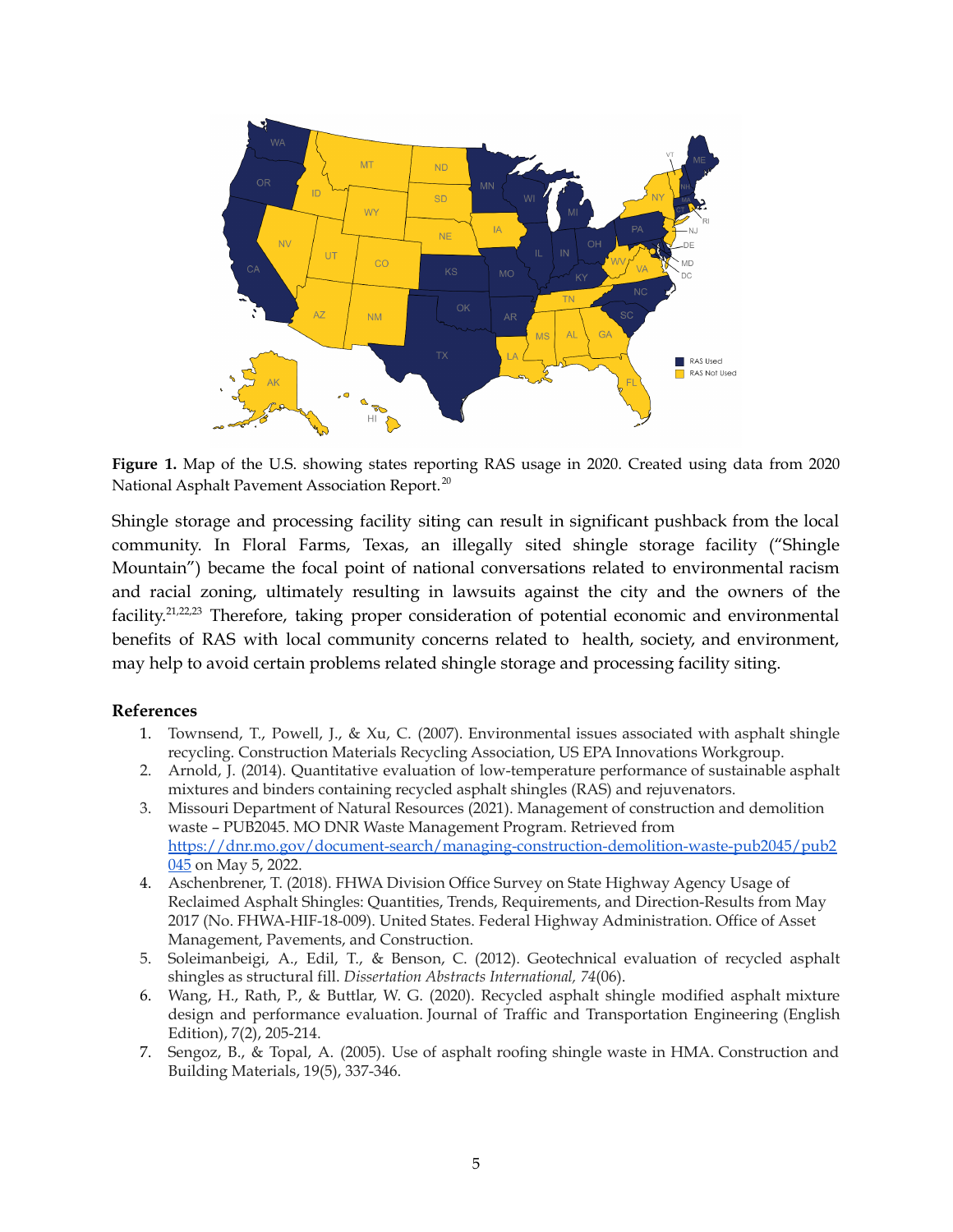**Figure 1.** Map of the U.S. showing states reporting RAS usage in 2020. Created using data from 2020 National Asphalt Pavement Association Report.[20]

Shingle storage and processing facility siting can result in significant pushback from the local community. In Floral Farms, Texas, an illegally sited shingle storage facility ("Shingle Mountain") became the focal point of national conversations related to environmental racism and racial zoning, ultimately resulting in lawsuits against the city and the owners of the facility.[21,22,23] Therefore, taking proper consideration of potential economic and environmental benefits of RAS with local community concerns related to health, society, and environment, may help to avoid certain problems related shingle storage and processing facility siting.

**References**

1. Townsend, T., Powell, J., & Xu, C. (2007). Environmental issues associated with asphalt shingle recycling. Construction Materials Recycling Association, US EPA Innovations Workgroup.
2. Arnold, J. (2014). Quantitative evaluation of low-temperature performance of sustainable asphalt mixtures and binders containing recycled asphalt shingles (RAS) and rejuvenators.
3. Missouri Department of Natural Resources (2021). Management of construction and demolition waste – PUB2045. MO DNR Waste Management Program. Retrieved from https://dnr.mo.gov/document-search/managing-construction-demolition-waste-pub2045/pub2045 on May 5, 2022.
4. Aschenbrener, T. (2018). FHWA Division Office Survey on State Highway Agency Usage of Reclaimed Asphalt Shingles: Quantities, Trends, Requirements, and Direction-Results from May 2017 (No. FHWA-HIF-18-009). United States. Federal Highway Administration. Office of Asset Management, Pavements, and Construction.
5. Soleimanbeigi, A., Edil, T., & Benson, C. (2012). Geotechnical evaluation of recycled asphalt shingles as structural fill. *Dissertation Abstracts International, 74*(06).
6. Wang, H., Rath, P., & Buttlar, W. G. (2020). Recycled asphalt shingle modified asphalt mixture design and performance evaluation. Journal of Traffic and Transportation Engineering (English Edition), 7(2), 205-214.
7. Sengoz, B., & Topal, A. (2005). Use of asphalt roofing shingle waste in HMA. Construction and Building Materials, 19(5), 337-346.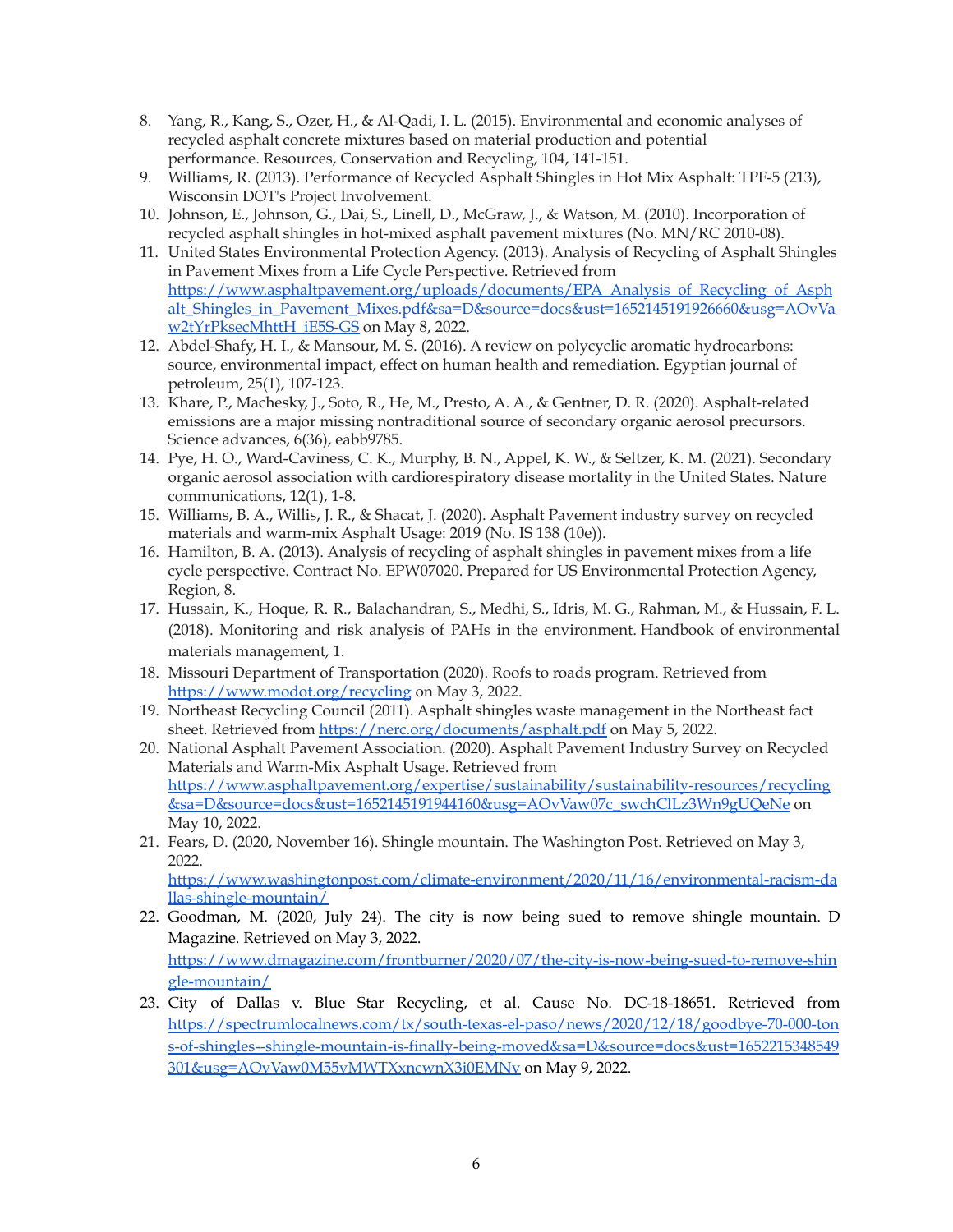8. Yang, R., Kang, S., Ozer, H., & Al-Qadi, I. L. (2015). Environmental and economic analyses of recycled asphalt concrete mixtures based on material production and potential performance. Resources, Conservation and Recycling, 104, 141-151.
9. Williams, R. (2013). Performance of Recycled Asphalt Shingles in Hot Mix Asphalt: TPF-5 (213), Wisconsin DOT's Project Involvement.
10. Johnson, E., Johnson, G., Dai, S., Linell, D., McGraw, J., & Watson, M. (2010). Incorporation of recycled asphalt shingles in hot-mixed asphalt pavement mixtures (No. MN/RC 2010-08).
11. United States Environmental Protection Agency. (2013). Analysis of Recycling of Asphalt Shingles in Pavement Mixes from a Life Cycle Perspective. Retrieved from https://www.asphaltpavement.org/uploads/documents/EPA_Analysis_of_Recycling_of_Asphalt_Shingles_in_Pavement_Mixes.pdf&sa=D&source=docs&ust=1652145191926660&usg=AOvVaw2tYrPksecMhttH_iE5S-GS on May 8, 2022.
12. Abdel-Shafy, H. I., & Mansour, M. S. (2016). A review on polycyclic aromatic hydrocarbons: source, environmental impact, effect on human health and remediation. Egyptian journal of petroleum, 25(1), 107-123.
13. Khare, P., Machesky, J., Soto, R., He, M., Presto, A. A., & Gentner, D. R. (2020). Asphalt-related emissions are a major missing nontraditional source of secondary organic aerosol precursors. Science advances, 6(36), eabb9785.
14. Pye, H. O., Ward-Caviness, C. K., Murphy, B. N., Appel, K. W., & Seltzer, K. M. (2021). Secondary organic aerosol association with cardiorespiratory disease mortality in the United States. Nature communications, 12(1), 1-8.
15. Williams, B. A., Willis, J. R., & Shacat, J. (2020). Asphalt Pavement industry survey on recycled materials and warm-mix Asphalt Usage: 2019 (No. IS 138 (10e)).
16. Hamilton, B. A. (2013). Analysis of recycling of asphalt shingles in pavement mixes from a life cycle perspective. Contract No. EPW07020. Prepared for US Environmental Protection Agency, Region, 8.
17. Hussain, K., Hoque, R. R., Balachandran, S., Medhi, S., Idris, M. G., Rahman, M., & Hussain, F. L. (2018). Monitoring and risk analysis of PAHs in the environment. Handbook of environmental materials management, 1.
18. Missouri Department of Transportation (2020). Roofs to roads program. Retrieved from https://www.modot.org/recycling on May 3, 2022.
19. Northeast Recycling Council (2011). Asphalt shingles waste management in the Northeast fact sheet. Retrieved from https://nerc.org/documents/asphalt.pdf on May 5, 2022.
20. National Asphalt Pavement Association. (2020). Asphalt Pavement Industry Survey on Recycled Materials and Warm-Mix Asphalt Usage. Retrieved from https://www.asphaltpavement.org/expertise/sustainability/sustainability-resources/recycling&sa=D&source=docs&ust=1652145191944160&usg=AOvVaw07c_swchClLz3Wn9gUQeNe on May 10, 2022.
21. Fears, D. (2020, November 16). Shingle mountain. The Washington Post. Retrieved on May 3, 2022. https://www.washingtonpost.com/climate-environment/2020/11/16/environmental-racism-dallas-shingle-mountain/
22. Goodman, M. (2020, July 24). The city is now being sued to remove shingle mountain. D Magazine. Retrieved on May 3, 2022. https://www.dmagazine.com/frontburner/2020/07/the-city-is-now-being-sued-to-remove-shingle-mountain/
23. City of Dallas v. Blue Star Recycling, et al. Cause No. DC-18-18651. Retrieved from https://spectrumlocalnews.com/tx/south-texas-el-paso/news/2020/12/18/goodbye-70-000-tons-of-shingles--shingle-mountain-is-finally-being-moved&sa=D&source=docs&ust=1652215348549301&usg=AOvVaw0M55vMWTXxncwnX3i0EMNv on May 9, 2022.